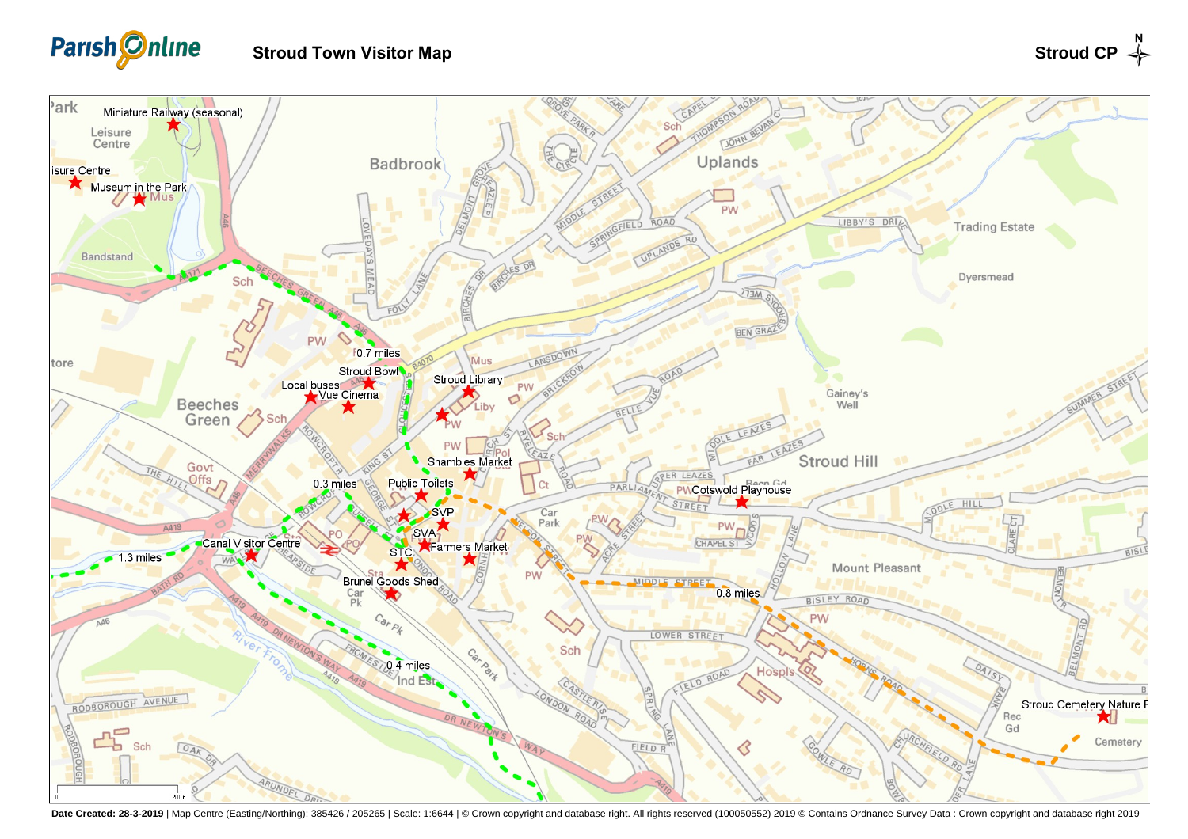# Stroud Town Visitor Map

Stroud CP

Miniature Railway (seasonal)

Museum in the Park

Stroud Bowl

Local buses

Vue Cinema

Stroud Library

Shambles Market

Public Toilets

SVP

SVA

STC

Farmers Market

Canal Visitor Centre

Brunel Goods Shed

Cotswold Playhouse

Stroud Cemetery Nature R

0.7 miles

0.3 miles

1.3 miles

0.4 miles

0.8 miles

**Date Created: 28-3-2019** | Map Centre (Easting/Northing): 385426 / 205265 | Scale: 1:6644 | © Crown copyright and database right. All rights reserved (100050552) 2019 © Contains Ordnance Survey Data : Crown copyright and database right 2019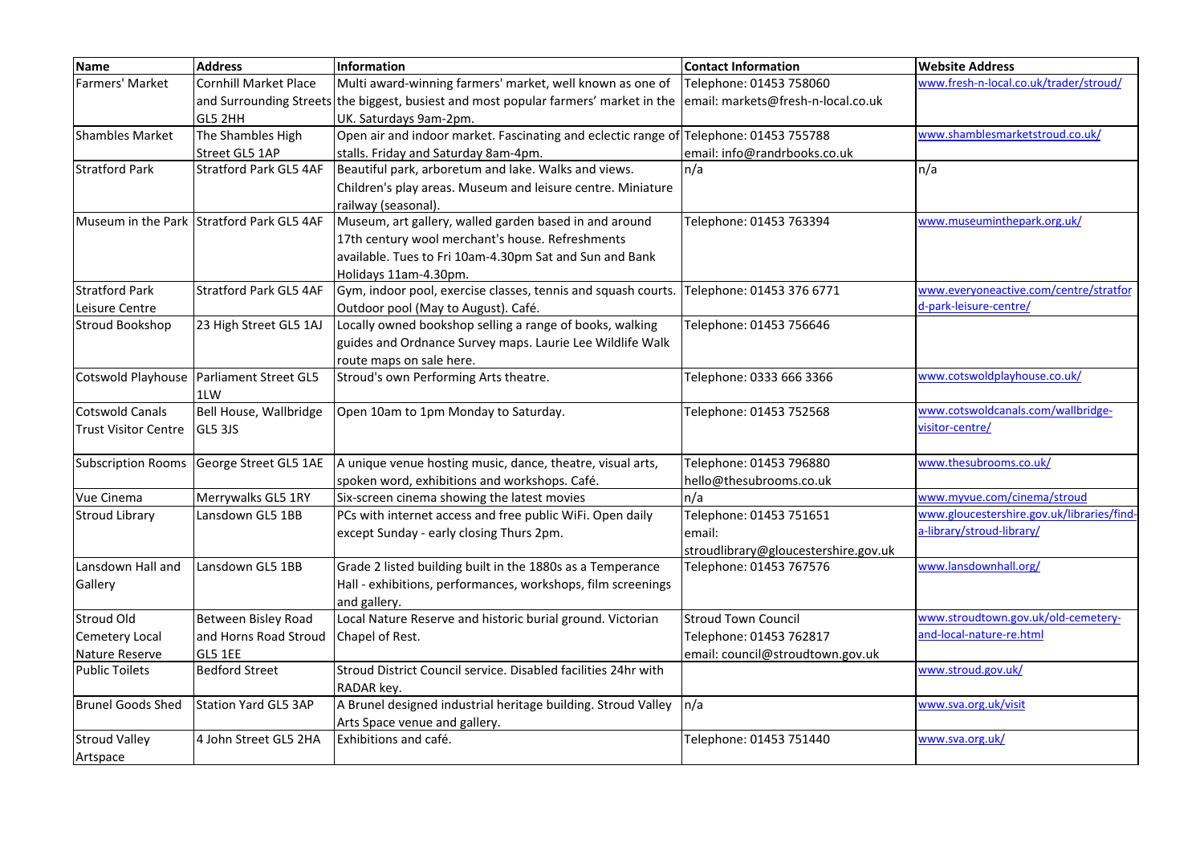| Name | Address | Information | Contact Information | Website Address |
|---|---|---|---|---|
| Farmers' Market | Cornhill Market Place and Surrounding Streets GL5 2HH | Multi award-winning farmers' market, well known as one of the biggest, busiest and most popular farmers' market in the UK. Saturdays 9am-2pm. | Telephone: 01453 758060 email: markets@fresh-n-local.co.uk | www.fresh-n-local.co.uk/trader/stroud/ |
| Shambles Market | The Shambles High Street GL5 1AP | Open air and indoor market. Fascinating and eclectic range of stalls. Friday and Saturday 8am-4pm. | Telephone: 01453 755788 email: info@randrbooks.co.uk | www.shamblesmarketstroud.co.uk/ |
| Stratford Park | Stratford Park GL5 4AF | Beautiful park, arboretum and lake. Walks and views. Children's play areas. Museum and leisure centre. Miniature railway (seasonal). | n/a | n/a |
| Museum in the Park | Stratford Park GL5 4AF | Museum, art gallery, walled garden based in and around 17th century wool merchant's house. Refreshments available. Tues to Fri 10am-4.30pm Sat and Sun and Bank Holidays 11am-4.30pm. | Telephone: 01453 763394 | www.museuminthepark.org.uk/ |
| Stratford Park Leisure Centre | Stratford Park GL5 4AF | Gym, indoor pool, exercise classes, tennis and squash courts. Outdoor pool (May to August). Café. | Telephone: 01453 376 6771 | www.everyoneactive.com/centre/stratford-park-leisure-centre/ |
| Stroud Bookshop | 23 High Street GL5 1AJ | Locally owned bookshop selling a range of books, walking guides and Ordnance Survey maps. Laurie Lee Wildlife Walk route maps on sale here. | Telephone: 01453 756646 | |
| Cotswold Playhouse | Parliament Street GL5 1LW | Stroud's own Performing Arts theatre. | Telephone: 0333 666 3366 | www.cotswoldplayhouse.co.uk/ |
| Cotswold Canals Trust Visitor Centre | Bell House, Wallbridge GL5 3JS | Open 10am to 1pm Monday to Saturday. | Telephone: 01453 752568 | www.cotswoldcanals.com/wallbridge-visitor-centre/ |
| Subscription Rooms | George Street GL5 1AE | A unique venue hosting music, dance, theatre, visual arts, spoken word, exhibitions and workshops. Café. | Telephone: 01453 796880 hello@thesubrooms.co.uk | www.thesubrooms.co.uk/ |
| Vue Cinema | Merrywalks GL5 1RY | Six-screen cinema showing the latest movies | n/a | www.myvue.com/cinema/stroud |
| Stroud Library | Lansdown GL5 1BB | PCs with internet access and free public WiFi. Open daily except Sunday - early closing Thurs 2pm. | Telephone: 01453 751651 email: stroudlibrary@gloucestershire.gov.uk | www.gloucestershire.gov.uk/libraries/find-a-library/stroud-library/ |
| Lansdown Hall and Gallery | Lansdown GL5 1BB | Grade 2 listed building built in the 1880s as a Temperance Hall - exhibitions, performances, workshops, film screenings and gallery. | Telephone: 01453 767576 | www.lansdownhall.org/ |
| Stroud Old Cemetery Local Nature Reserve | Between Bisley Road and Horns Road Stroud GL5 1EE | Local Nature Reserve and historic burial ground. Victorian Chapel of Rest. | Stroud Town Council Telephone: 01453 762817 email: council@stroudtown.gov.uk | www.stroudtown.gov.uk/old-cemetery-and-local-nature-re.html |
| Public Toilets | Bedford Street | Stroud District Council service. Disabled facilities 24hr with RADAR key. | | www.stroud.gov.uk/ |
| Brunel Goods Shed | Station Yard GL5 3AP | A Brunel designed industrial heritage building. Stroud Valley Arts Space venue and gallery. | n/a | www.sva.org.uk/visit |
| Stroud Valley Artspace | 4 John Street GL5 2HA | Exhibitions and café. | Telephone: 01453 751440 | www.sva.org.uk/ |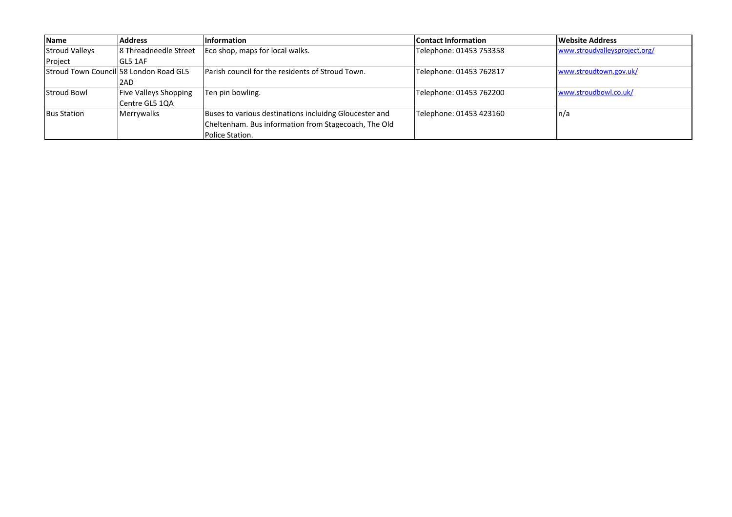| Name | Address | Information | Contact Information | Website Address |
| --- | --- | --- | --- | --- |
| Stroud Valleys Project | 8 Threadneedle Street GL5 1AF | Eco shop, maps for local walks. | Telephone: 01453 753358 | www.stroudvalleysproject.org/ |
| Stroud Town Council | 58 London Road GL5 2AD | Parish council for the residents of Stroud Town. | Telephone: 01453 762817 | www.stroudtown.gov.uk/ |
| Stroud Bowl | Five Valleys Shopping Centre GL5 1QA | Ten pin bowling. | Telephone: 01453 762200 | www.stroudbowl.co.uk/ |
| Bus Station | Merrywalks | Buses to various destinations incluidng Gloucester and Cheltenham. Bus information from Stagecoach, The Old Police Station. | Telephone: 01453 423160 | n/a |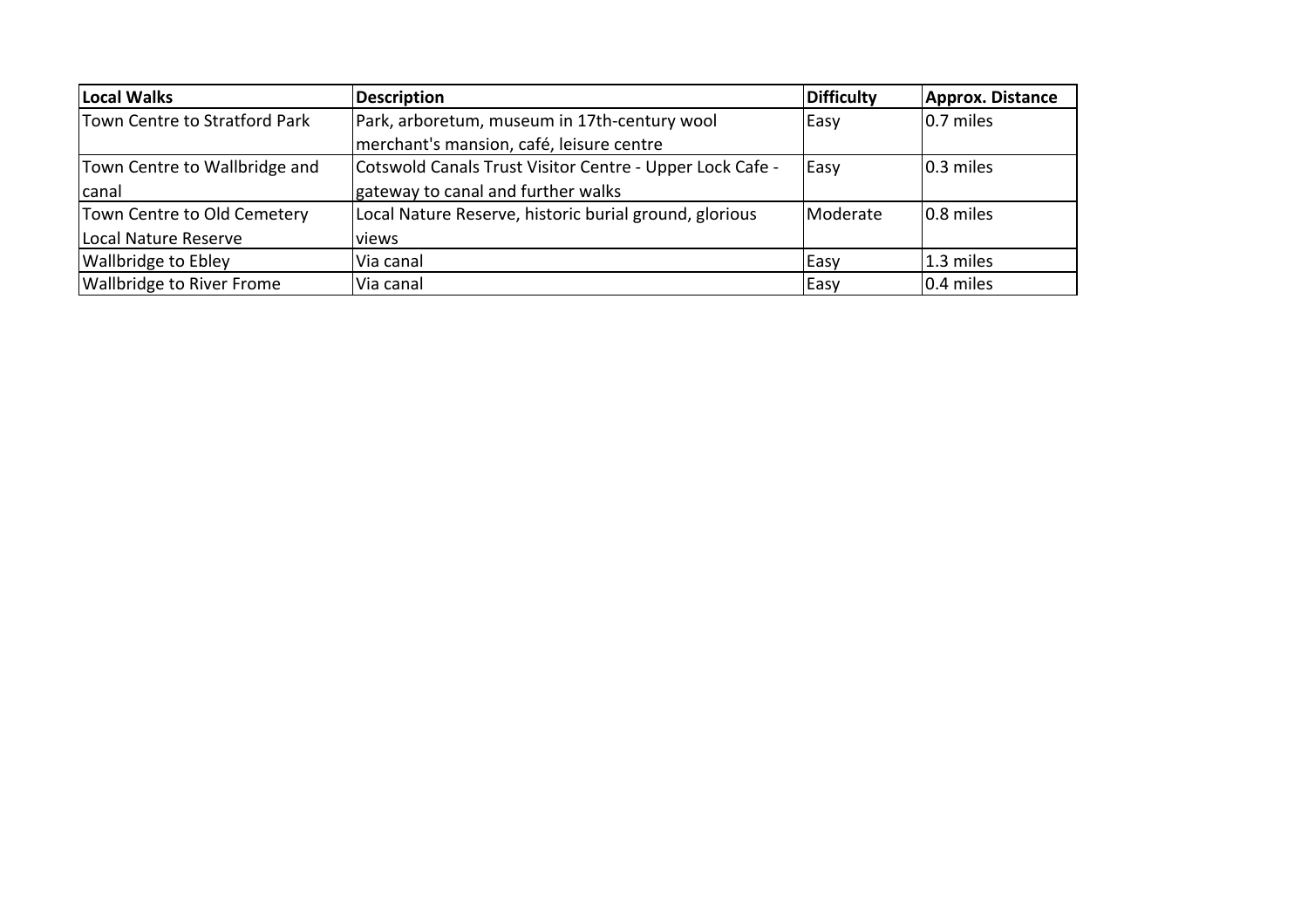| Local Walks | Description | Difficulty | Approx. Distance |
|---|---|---|---|
| Town Centre to Stratford Park | Park, arboretum, museum in 17th-century wool merchant's mansion, café, leisure centre | Easy | 0.7 miles |
| Town Centre to Wallbridge and canal | Cotswold Canals Trust Visitor Centre - Upper Lock Cafe - gateway to canal and further walks | Easy | 0.3 miles |
| Town Centre to Old Cemetery Local Nature Reserve | Local Nature Reserve, historic burial ground, glorious views | Moderate | 0.8 miles |
| Wallbridge to Ebley | Via canal | Easy | 1.3 miles |
| Wallbridge to River Frome | Via canal | Easy | 0.4 miles |